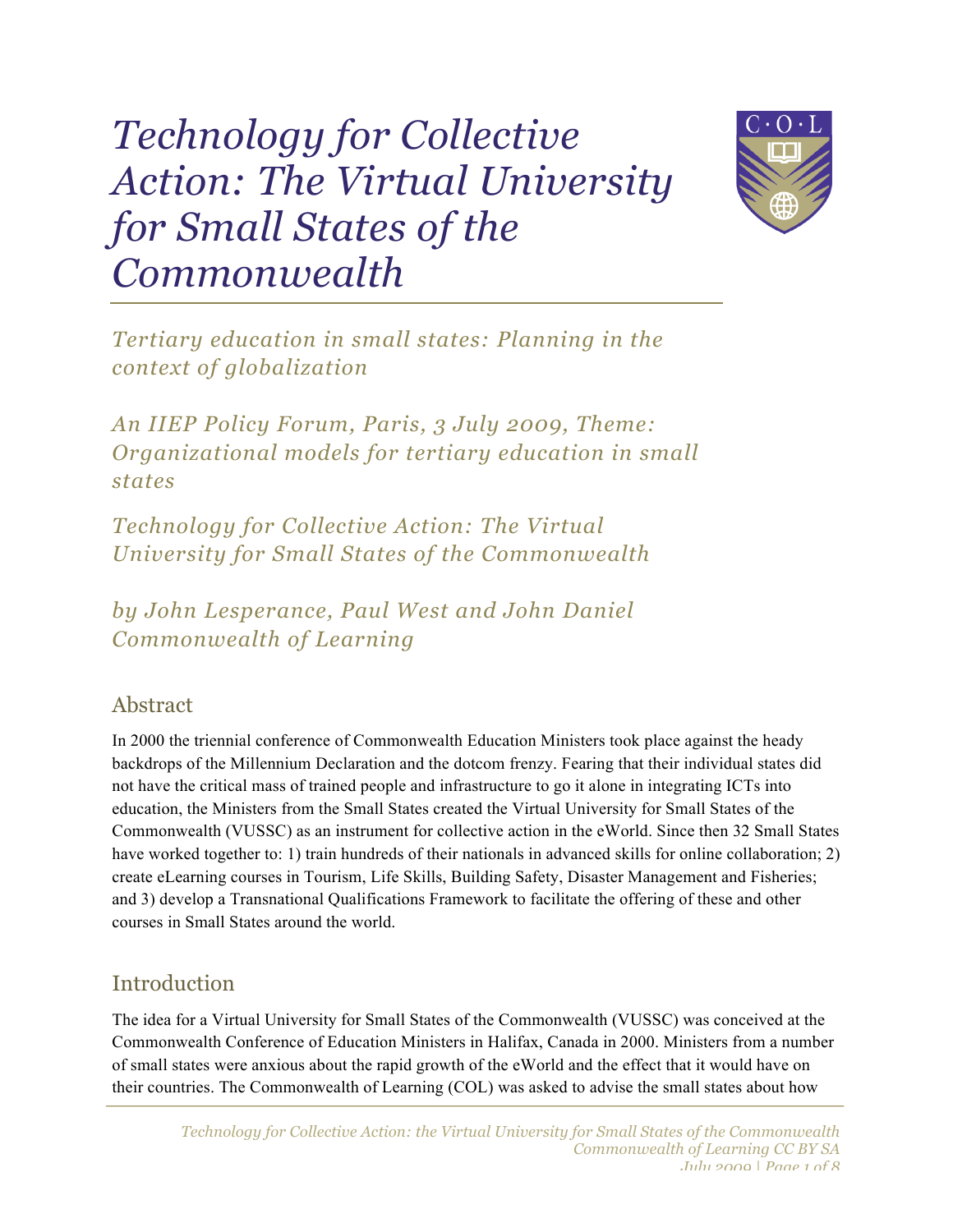# Technology for Collective Action: The Virtual University for Small States of the Commonwealth

*Tertiary education in small states: Planning in the context of globalization*

*An IIEP Policy Forum, Paris, 3 July 2009, Theme: Organizational models for tertiary education in small states*

*Technology for Collective Action: The Virtual University for Small States of the Commonwealth*

*by John Lesperance, Paul West and John Daniel*
*Commonwealth of Learning*

## Abstract

In 2000 the triennial conference of Commonwealth Education Ministers took place against the heady backdrops of the Millennium Declaration and the dotcom frenzy. Fearing that their individual states did not have the critical mass of trained people and infrastructure to go it alone in integrating ICTs into education, the Ministers from the Small States created the Virtual University for Small States of the Commonwealth (VUSSC) as an instrument for collective action in the eWorld. Since then 32 Small States have worked together to: 1) train hundreds of their nationals in advanced skills for online collaboration; 2) create eLearning courses in Tourism, Life Skills, Building Safety, Disaster Management and Fisheries; and 3) develop a Transnational Qualifications Framework to facilitate the offering of these and other courses in Small States around the world.

## Introduction

The idea for a Virtual University for Small States of the Commonwealth (VUSSC) was conceived at the Commonwealth Conference of Education Ministers in Halifax, Canada in 2000. Ministers from a number of small states were anxious about the rapid growth of the eWorld and the effect that it would have on their countries. The Commonwealth of Learning (COL) was asked to advise the small states about how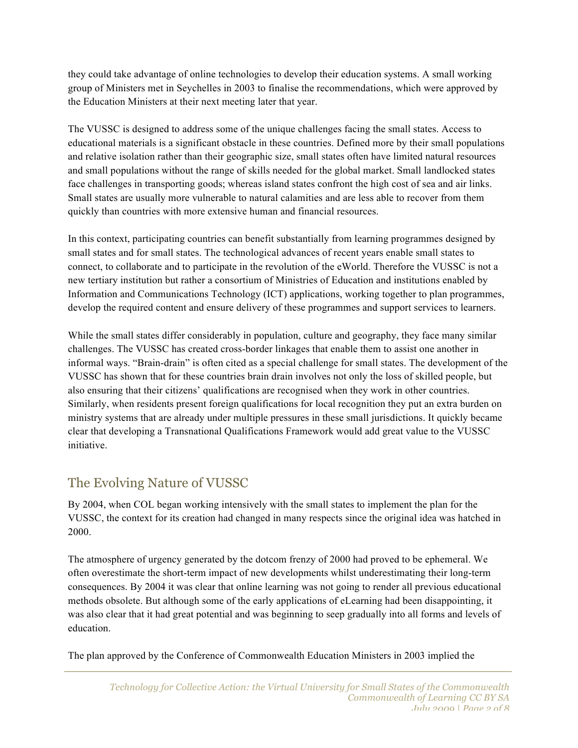they could take advantage of online technologies to develop their education systems. A small working group of Ministers met in Seychelles in 2003 to finalise the recommendations, which were approved by the Education Ministers at their next meeting later that year.

The VUSSC is designed to address some of the unique challenges facing the small states. Access to educational materials is a significant obstacle in these countries. Defined more by their small populations and relative isolation rather than their geographic size, small states often have limited natural resources and small populations without the range of skills needed for the global market. Small landlocked states face challenges in transporting goods; whereas island states confront the high cost of sea and air links. Small states are usually more vulnerable to natural calamities and are less able to recover from them quickly than countries with more extensive human and financial resources.

In this context, participating countries can benefit substantially from learning programmes designed by small states and for small states. The technological advances of recent years enable small states to connect, to collaborate and to participate in the revolution of the eWorld. Therefore the VUSSC is not a new tertiary institution but rather a consortium of Ministries of Education and institutions enabled by Information and Communications Technology (ICT) applications, working together to plan programmes, develop the required content and ensure delivery of these programmes and support services to learners.

While the small states differ considerably in population, culture and geography, they face many similar challenges. The VUSSC has created cross-border linkages that enable them to assist one another in informal ways. "Brain-drain" is often cited as a special challenge for small states. The development of the VUSSC has shown that for these countries brain drain involves not only the loss of skilled people, but also ensuring that their citizens' qualifications are recognised when they work in other countries. Similarly, when residents present foreign qualifications for local recognition they put an extra burden on ministry systems that are already under multiple pressures in these small jurisdictions. It quickly became clear that developing a Transnational Qualifications Framework would add great value to the VUSSC initiative.

## The Evolving Nature of VUSSC

By 2004, when COL began working intensively with the small states to implement the plan for the VUSSC, the context for its creation had changed in many respects since the original idea was hatched in 2000.

The atmosphere of urgency generated by the dotcom frenzy of 2000 had proved to be ephemeral. We often overestimate the short-term impact of new developments whilst underestimating their long-term consequences. By 2004 it was clear that online learning was not going to render all previous educational methods obsolete. But although some of the early applications of eLearning had been disappointing, it was also clear that it had great potential and was beginning to seep gradually into all forms and levels of education.

The plan approved by the Conference of Commonwealth Education Ministers in 2003 implied the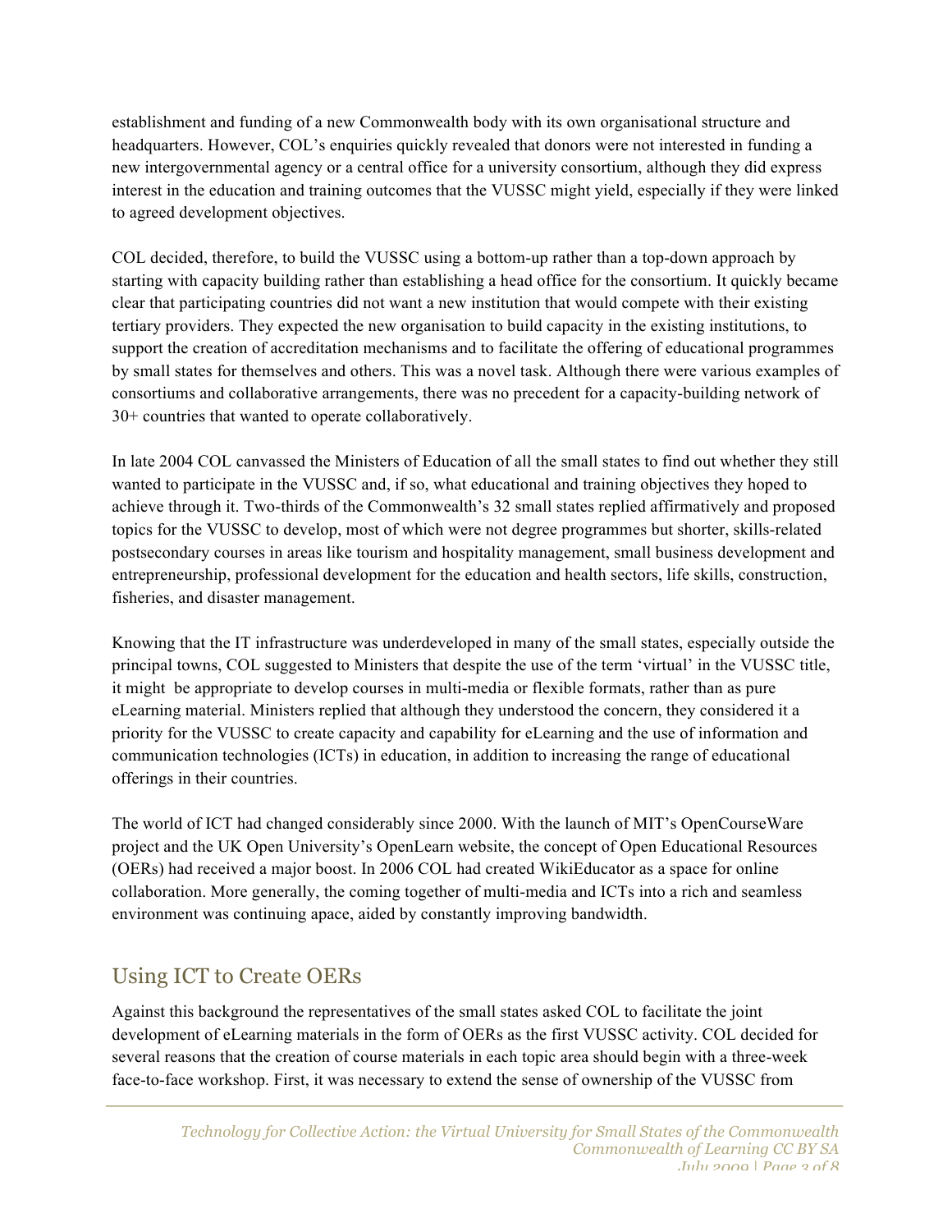establishment and funding of a new Commonwealth body with its own organisational structure and headquarters. However, COL's enquiries quickly revealed that donors were not interested in funding a new intergovernmental agency or a central office for a university consortium, although they did express interest in the education and training outcomes that the VUSSC might yield, especially if they were linked to agreed development objectives.

COL decided, therefore, to build the VUSSC using a bottom-up rather than a top-down approach by starting with capacity building rather than establishing a head office for the consortium. It quickly became clear that participating countries did not want a new institution that would compete with their existing tertiary providers. They expected the new organisation to build capacity in the existing institutions, to support the creation of accreditation mechanisms and to facilitate the offering of educational programmes by small states for themselves and others. This was a novel task. Although there were various examples of consortiums and collaborative arrangements, there was no precedent for a capacity-building network of 30+ countries that wanted to operate collaboratively.

In late 2004 COL canvassed the Ministers of Education of all the small states to find out whether they still wanted to participate in the VUSSC and, if so, what educational and training objectives they hoped to achieve through it. Two-thirds of the Commonwealth's 32 small states replied affirmatively and proposed topics for the VUSSC to develop, most of which were not degree programmes but shorter, skills-related postsecondary courses in areas like tourism and hospitality management, small business development and entrepreneurship, professional development for the education and health sectors, life skills, construction, fisheries, and disaster management.

Knowing that the IT infrastructure was underdeveloped in many of the small states, especially outside the principal towns, COL suggested to Ministers that despite the use of the term 'virtual' in the VUSSC title, it might be appropriate to develop courses in multi-media or flexible formats, rather than as pure eLearning material. Ministers replied that although they understood the concern, they considered it a priority for the VUSSC to create capacity and capability for eLearning and the use of information and communication technologies (ICTs) in education, in addition to increasing the range of educational offerings in their countries.

The world of ICT had changed considerably since 2000. With the launch of MIT's OpenCourseWare project and the UK Open University's OpenLearn website, the concept of Open Educational Resources (OERs) had received a major boost. In 2006 COL had created WikiEducator as a space for online collaboration. More generally, the coming together of multi-media and ICTs into a rich and seamless environment was continuing apace, aided by constantly improving bandwidth.

## Using ICT to Create OERs

Against this background the representatives of the small states asked COL to facilitate the joint development of eLearning materials in the form of OERs as the first VUSSC activity. COL decided for several reasons that the creation of course materials in each topic area should begin with a three-week face-to-face workshop. First, it was necessary to extend the sense of ownership of the VUSSC from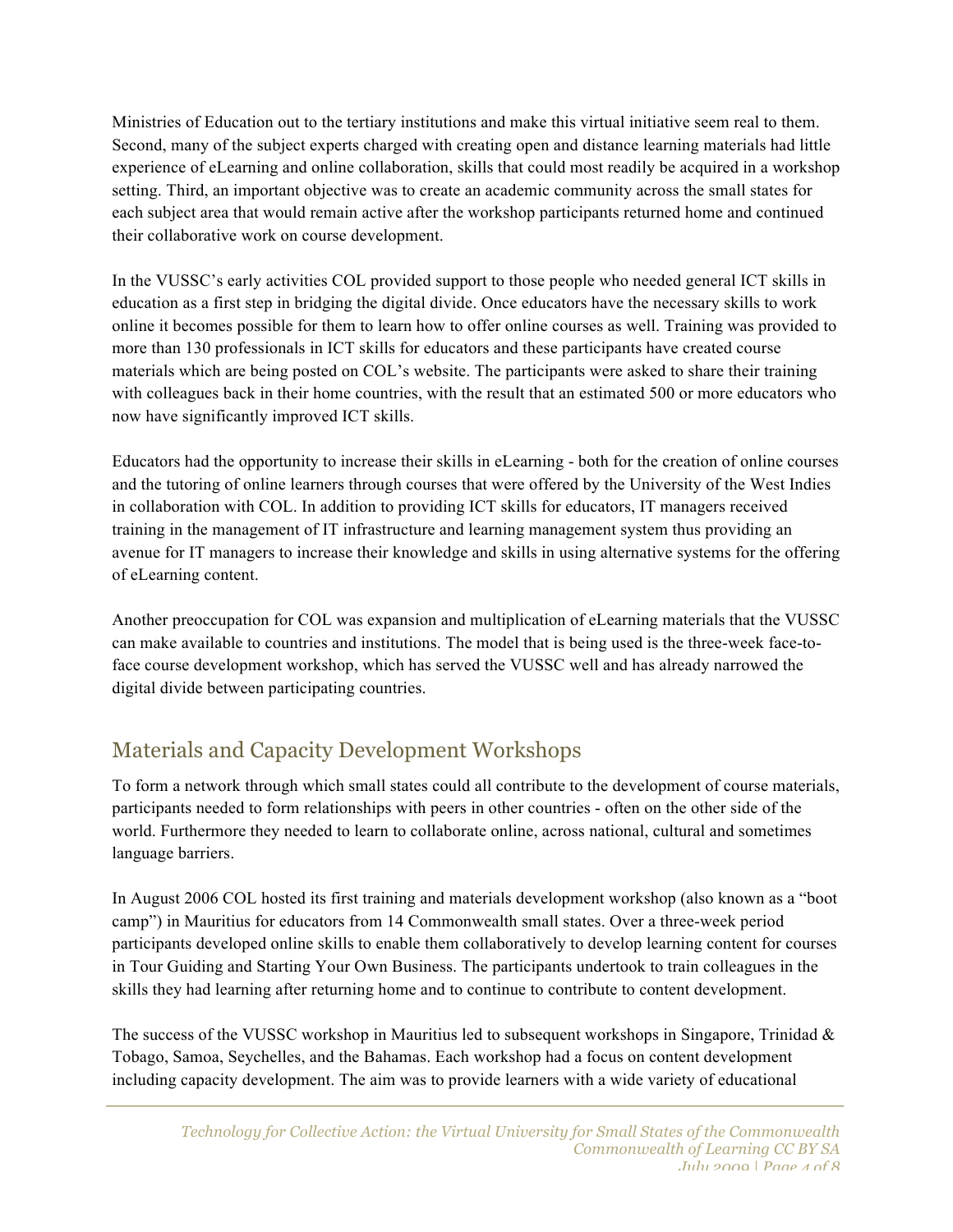Ministries of Education out to the tertiary institutions and make this virtual initiative seem real to them. Second, many of the subject experts charged with creating open and distance learning materials had little experience of eLearning and online collaboration, skills that could most readily be acquired in a workshop setting. Third, an important objective was to create an academic community across the small states for each subject area that would remain active after the workshop participants returned home and continued their collaborative work on course development.

In the VUSSC's early activities COL provided support to those people who needed general ICT skills in education as a first step in bridging the digital divide. Once educators have the necessary skills to work online it becomes possible for them to learn how to offer online courses as well. Training was provided to more than 130 professionals in ICT skills for educators and these participants have created course materials which are being posted on COL's website. The participants were asked to share their training with colleagues back in their home countries, with the result that an estimated 500 or more educators who now have significantly improved ICT skills.

Educators had the opportunity to increase their skills in eLearning - both for the creation of online courses and the tutoring of online learners through courses that were offered by the University of the West Indies in collaboration with COL. In addition to providing ICT skills for educators, IT managers received training in the management of IT infrastructure and learning management system thus providing an avenue for IT managers to increase their knowledge and skills in using alternative systems for the offering of eLearning content.

Another preoccupation for COL was expansion and multiplication of eLearning materials that the VUSSC can make available to countries and institutions. The model that is being used is the three-week face-to-face course development workshop, which has served the VUSSC well and has already narrowed the digital divide between participating countries.

## Materials and Capacity Development Workshops

To form a network through which small states could all contribute to the development of course materials, participants needed to form relationships with peers in other countries - often on the other side of the world. Furthermore they needed to learn to collaborate online, across national, cultural and sometimes language barriers.

In August 2006 COL hosted its first training and materials development workshop (also known as a "boot camp") in Mauritius for educators from 14 Commonwealth small states. Over a three-week period participants developed online skills to enable them collaboratively to develop learning content for courses in Tour Guiding and Starting Your Own Business. The participants undertook to train colleagues in the skills they had learning after returning home and to continue to contribute to content development.

The success of the VUSSC workshop in Mauritius led to subsequent workshops in Singapore, Trinidad & Tobago, Samoa, Seychelles, and the Bahamas. Each workshop had a focus on content development including capacity development. The aim was to provide learners with a wide variety of educational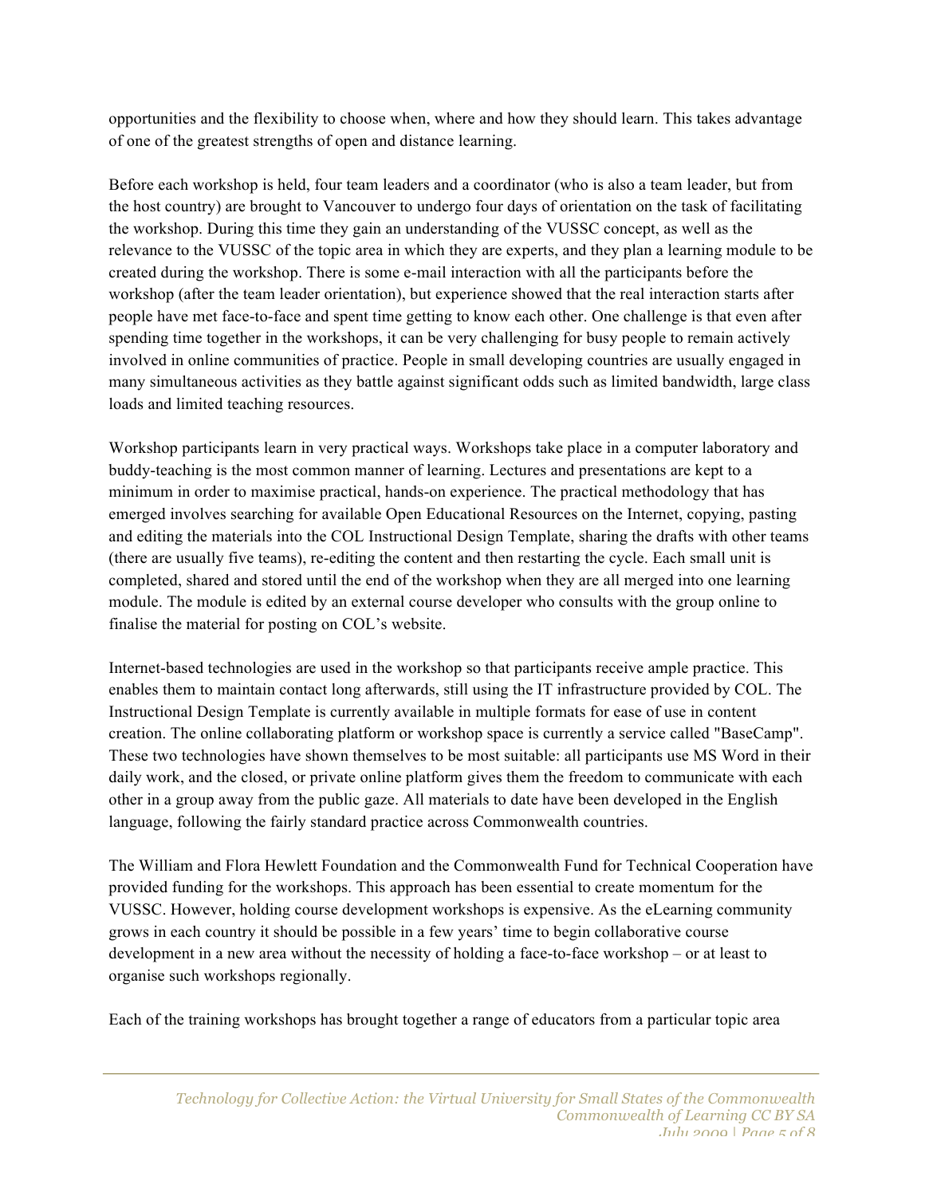opportunities and the flexibility to choose when, where and how they should learn. This takes advantage of one of the greatest strengths of open and distance learning.

Before each workshop is held, four team leaders and a coordinator (who is also a team leader, but from the host country) are brought to Vancouver to undergo four days of orientation on the task of facilitating the workshop. During this time they gain an understanding of the VUSSC concept, as well as the relevance to the VUSSC of the topic area in which they are experts, and they plan a learning module to be created during the workshop. There is some e-mail interaction with all the participants before the workshop (after the team leader orientation), but experience showed that the real interaction starts after people have met face-to-face and spent time getting to know each other. One challenge is that even after spending time together in the workshops, it can be very challenging for busy people to remain actively involved in online communities of practice. People in small developing countries are usually engaged in many simultaneous activities as they battle against significant odds such as limited bandwidth, large class loads and limited teaching resources.

Workshop participants learn in very practical ways. Workshops take place in a computer laboratory and buddy-teaching is the most common manner of learning. Lectures and presentations are kept to a minimum in order to maximise practical, hands-on experience. The practical methodology that has emerged involves searching for available Open Educational Resources on the Internet, copying, pasting and editing the materials into the COL Instructional Design Template, sharing the drafts with other teams (there are usually five teams), re-editing the content and then restarting the cycle. Each small unit is completed, shared and stored until the end of the workshop when they are all merged into one learning module. The module is edited by an external course developer who consults with the group online to finalise the material for posting on COL's website.

Internet-based technologies are used in the workshop so that participants receive ample practice. This enables them to maintain contact long afterwards, still using the IT infrastructure provided by COL. The Instructional Design Template is currently available in multiple formats for ease of use in content creation. The online collaborating platform or workshop space is currently a service called "BaseCamp". These two technologies have shown themselves to be most suitable: all participants use MS Word in their daily work, and the closed, or private online platform gives them the freedom to communicate with each other in a group away from the public gaze. All materials to date have been developed in the English language, following the fairly standard practice across Commonwealth countries.

The William and Flora Hewlett Foundation and the Commonwealth Fund for Technical Cooperation have provided funding for the workshops. This approach has been essential to create momentum for the VUSSC. However, holding course development workshops is expensive. As the eLearning community grows in each country it should be possible in a few years' time to begin collaborative course development in a new area without the necessity of holding a face-to-face workshop – or at least to organise such workshops regionally.

Each of the training workshops has brought together a range of educators from a particular topic area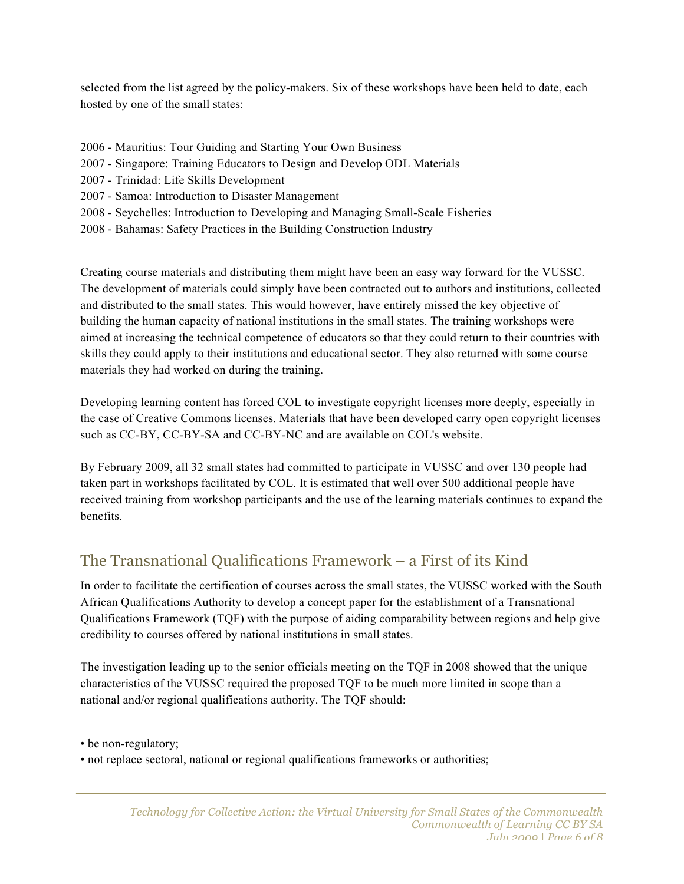selected from the list agreed by the policy-makers. Six of these workshops have been held to date, each hosted by one of the small states:

2006 - Mauritius: Tour Guiding and Starting Your Own Business
2007 - Singapore: Training Educators to Design and Develop ODL Materials
2007 - Trinidad: Life Skills Development
2007 - Samoa: Introduction to Disaster Management
2008 - Seychelles: Introduction to Developing and Managing Small-Scale Fisheries
2008 - Bahamas: Safety Practices in the Building Construction Industry

Creating course materials and distributing them might have been an easy way forward for the VUSSC. The development of materials could simply have been contracted out to authors and institutions, collected and distributed to the small states. This would however, have entirely missed the key objective of building the human capacity of national institutions in the small states. The training workshops were aimed at increasing the technical competence of educators so that they could return to their countries with skills they could apply to their institutions and educational sector. They also returned with some course materials they had worked on during the training.

Developing learning content has forced COL to investigate copyright licenses more deeply, especially in the case of Creative Commons licenses. Materials that have been developed carry open copyright licenses such as CC-BY, CC-BY-SA and CC-BY-NC and are available on COL's website.

By February 2009, all 32 small states had committed to participate in VUSSC and over 130 people had taken part in workshops facilitated by COL. It is estimated that well over 500 additional people have received training from workshop participants and the use of the learning materials continues to expand the benefits.

## The Transnational Qualifications Framework – a First of its Kind

In order to facilitate the certification of courses across the small states, the VUSSC worked with the South African Qualifications Authority to develop a concept paper for the establishment of a Transnational Qualifications Framework (TQF) with the purpose of aiding comparability between regions and help give credibility to courses offered by national institutions in small states.

The investigation leading up to the senior officials meeting on the TQF in 2008 showed that the unique characteristics of the VUSSC required the proposed TQF to be much more limited in scope than a national and/or regional qualifications authority. The TQF should:

- be non-regulatory;
- not replace sectoral, national or regional qualifications frameworks or authorities;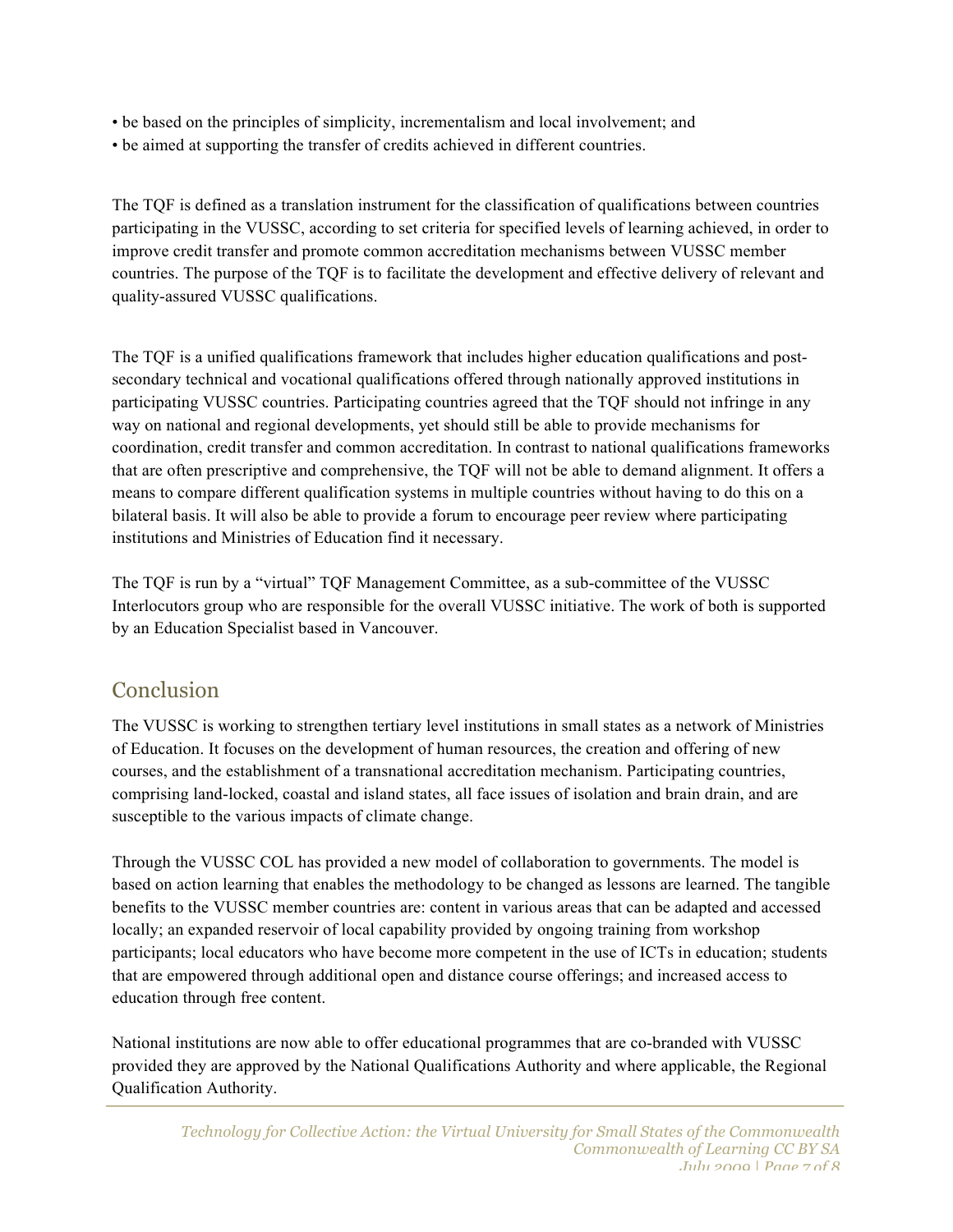- be based on the principles of simplicity, incrementalism and local involvement; and
- be aimed at supporting the transfer of credits achieved in different countries.

The TQF is defined as a translation instrument for the classification of qualifications between countries participating in the VUSSC, according to set criteria for specified levels of learning achieved, in order to improve credit transfer and promote common accreditation mechanisms between VUSSC member countries. The purpose of the TQF is to facilitate the development and effective delivery of relevant and quality-assured VUSSC qualifications.

The TQF is a unified qualifications framework that includes higher education qualifications and post-secondary technical and vocational qualifications offered through nationally approved institutions in participating VUSSC countries. Participating countries agreed that the TQF should not infringe in any way on national and regional developments, yet should still be able to provide mechanisms for coordination, credit transfer and common accreditation. In contrast to national qualifications frameworks that are often prescriptive and comprehensive, the TQF will not be able to demand alignment. It offers a means to compare different qualification systems in multiple countries without having to do this on a bilateral basis. It will also be able to provide a forum to encourage peer review where participating institutions and Ministries of Education find it necessary.

The TQF is run by a "virtual" TQF Management Committee, as a sub-committee of the VUSSC Interlocutors group who are responsible for the overall VUSSC initiative. The work of both is supported by an Education Specialist based in Vancouver.

## Conclusion

The VUSSC is working to strengthen tertiary level institutions in small states as a network of Ministries of Education. It focuses on the development of human resources, the creation and offering of new courses, and the establishment of a transnational accreditation mechanism. Participating countries, comprising land-locked, coastal and island states, all face issues of isolation and brain drain, and are susceptible to the various impacts of climate change.

Through the VUSSC COL has provided a new model of collaboration to governments. The model is based on action learning that enables the methodology to be changed as lessons are learned. The tangible benefits to the VUSSC member countries are: content in various areas that can be adapted and accessed locally; an expanded reservoir of local capability provided by ongoing training from workshop participants; local educators who have become more competent in the use of ICTs in education; students that are empowered through additional open and distance course offerings; and increased access to education through free content.

National institutions are now able to offer educational programmes that are co-branded with VUSSC provided they are approved by the National Qualifications Authority and where applicable, the Regional Qualification Authority.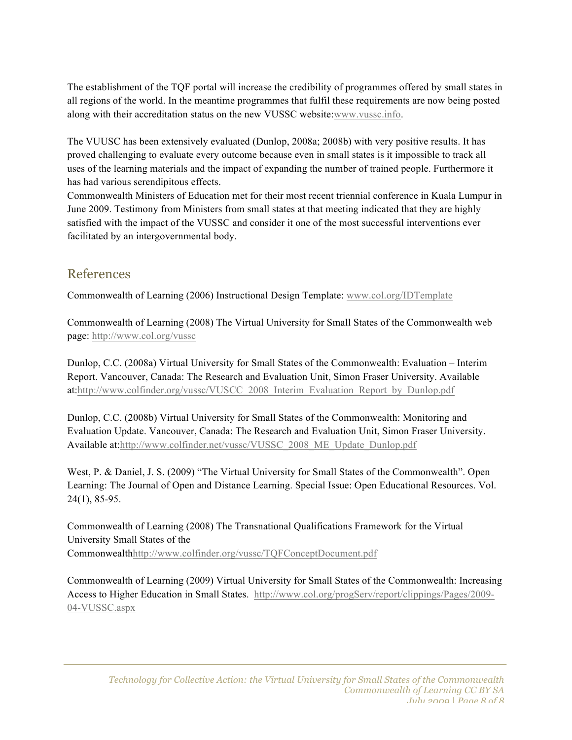The establishment of the TQF portal will increase the credibility of programmes offered by small states in all regions of the world. In the meantime programmes that fulfil these requirements are now being posted along with their accreditation status on the new VUSSC website:www.vussc.info.

The VUUSC has been extensively evaluated (Dunlop, 2008a; 2008b) with very positive results. It has proved challenging to evaluate every outcome because even in small states is it impossible to track all uses of the learning materials and the impact of expanding the number of trained people. Furthermore it has had various serendipitous effects.
Commonwealth Ministers of Education met for their most recent triennial conference in Kuala Lumpur in June 2009. Testimony from Ministers from small states at that meeting indicated that they are highly satisfied with the impact of the VUSSC and consider it one of the most successful interventions ever facilitated by an intergovernmental body.

## References

Commonwealth of Learning (2006) Instructional Design Template: www.col.org/IDTemplate

Commonwealth of Learning (2008) The Virtual University for Small States of the Commonwealth web page: http://www.col.org/vussc

Dunlop, C.C. (2008a) Virtual University for Small States of the Commonwealth: Evaluation – Interim Report. Vancouver, Canada: The Research and Evaluation Unit, Simon Fraser University. Available at:http://www.colfinder.org/vussc/VUSCC_2008_Interim_Evaluation_Report_by_Dunlop.pdf

Dunlop, C.C. (2008b) Virtual University for Small States of the Commonwealth: Monitoring and Evaluation Update. Vancouver, Canada: The Research and Evaluation Unit, Simon Fraser University. Available at:http://www.colfinder.net/vussc/VUSSC_2008_ME_Update_Dunlop.pdf

West, P. & Daniel, J. S. (2009) "The Virtual University for Small States of the Commonwealth". Open Learning: The Journal of Open and Distance Learning. Special Issue: Open Educational Resources. Vol. 24(1), 85-95.

Commonwealth of Learning (2008) The Transnational Qualifications Framework for the Virtual University Small States of the Commonwealthhttp://www.colfinder.org/vussc/TQFConceptDocument.pdf

Commonwealth of Learning (2009) Virtual University for Small States of the Commonwealth: Increasing Access to Higher Education in Small States. http://www.col.org/progServ/report/clippings/Pages/2009-04-VUSSC.aspx